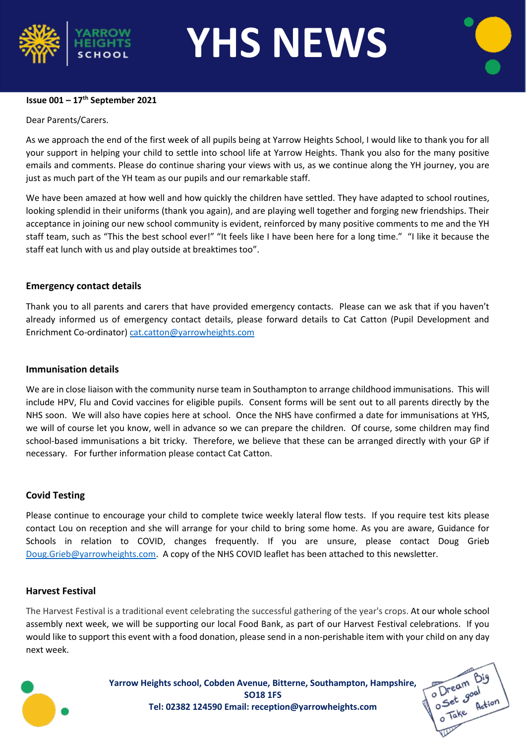# YHS NEWS

**Issue 001 – 17th September 2021**

Dear Parents/Carers.

As we approach the end of the first week of all pupils being at Yarrow Heights School, I would like to thank you for all your support in helping your child to settle into school life at Yarrow Heights. Thank you also for the many positive emails and comments. Please do continue sharing your views with us, as we continue along the YH journey, you are just as much part of the YH team as our pupils and our remarkable staff.

We have been amazed at how well and how quickly the children have settled. They have adapted to school routines, looking splendid in their uniforms (thank you again), and are playing well together and forging new friendships. Their acceptance in joining our new school community is evident, reinforced by many positive comments to me and the YH staff team, such as "This the best school ever!" "It feels like I have been here for a long time." "I like it because the staff eat lunch with us and play outside at breaktimes too".

## Emergency contact details

Thank you to all parents and carers that have provided emergency contacts. Please can we ask that if you haven't already informed us of emergency contact details, please forward details to Cat Catton (Pupil Development and Enrichment Co-ordinator) cat.catton@yarrowheights.com

## Immunisation details

We are in close liaison with the community nurse team in Southampton to arrange childhood immunisations. This will include HPV, Flu and Covid vaccines for eligible pupils. Consent forms will be sent out to all parents directly by the NHS soon. We will also have copies here at school. Once the NHS have confirmed a date for immunisations at YHS, we will of course let you know, well in advance so we can prepare the children. Of course, some children may find school-based immunisations a bit tricky. Therefore, we believe that these can be arranged directly with your GP if necessary. For further information please contact Cat Catton.

## Covid Testing

Please continue to encourage your child to complete twice weekly lateral flow tests. If you require test kits please contact Lou on reception and she will arrange for your child to bring some home. As you are aware, Guidance for Schools in relation to COVID, changes frequently. If you are unsure, please contact Doug Grieb Doug.Grieb@yarrowheights.com. A copy of the NHS COVID leaflet has been attached to this newsletter.

## Harvest Festival

The Harvest Festival is a traditional event celebrating the successful gathering of the year's crops. At our whole school assembly next week, we will be supporting our local Food Bank, as part of our Harvest Festival celebrations. If you would like to support this event with a food donation, please send in a non-perishable item with your child on any day next week.

**Yarrow Heights school, Cobden Avenue, Bitterne, Southampton, Hampshire, SO18 1FS**
**Tel: 02382 124590 Email: reception@yarrowheights.com**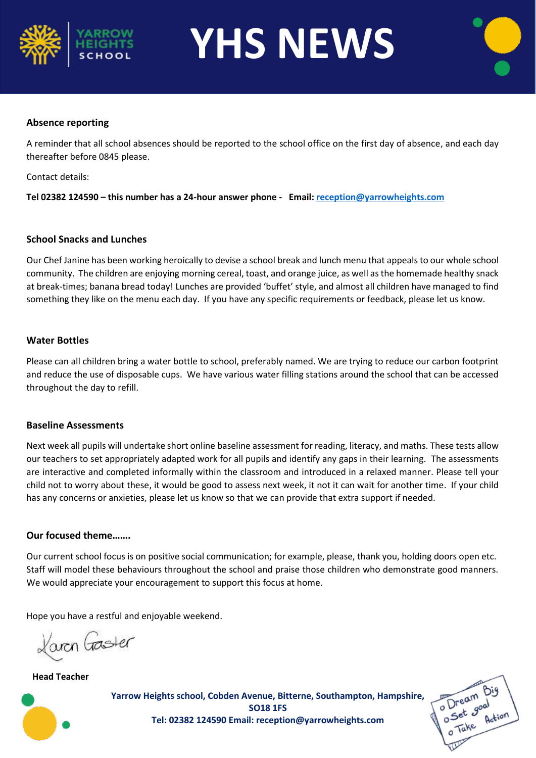# YHS NEWS

**Absence reporting**

A reminder that all school absences should be reported to the school office on the first day of absence, and each day thereafter before 0845 please.

Contact details:

**Tel 02382 124590 – this number has a 24-hour answer phone - Email: reception@yarrowheights.com**

**School Snacks and Lunches**

Our Chef Janine has been working heroically to devise a school break and lunch menu that appeals to our whole school community. The children are enjoying morning cereal, toast, and orange juice, as well as the homemade healthy snack at break-times; banana bread today! Lunches are provided 'buffet' style, and almost all children have managed to find something they like on the menu each day. If you have any specific requirements or feedback, please let us know.

**Water Bottles**

Please can all children bring a water bottle to school, preferably named. We are trying to reduce our carbon footprint and reduce the use of disposable cups. We have various water filling stations around the school that can be accessed throughout the day to refill.

**Baseline Assessments**

Next week all pupils will undertake short online baseline assessment for reading, literacy, and maths. These tests allow our teachers to set appropriately adapted work for all pupils and identify any gaps in their learning. The assessments are interactive and completed informally within the classroom and introduced in a relaxed manner. Please tell your child not to worry about these, it would be good to assess next week, it not it can wait for another time. If your child has any concerns or anxieties, please let us know so that we can provide that extra support if needed.

**Our focused theme…….**

Our current school focus is on positive social communication; for example, please, thank you, holding doors open etc. Staff will model these behaviours throughout the school and praise those children who demonstrate good manners. We would appreciate your encouragement to support this focus at home.

Hope you have a restful and enjoyable weekend.

Karen Gaster

**Head Teacher**

**Yarrow Heights school, Cobden Avenue, Bitterne, Southampton, Hampshire, SO18 1FS**
**Tel: 02382 124590 Email: reception@yarrowheights.com**